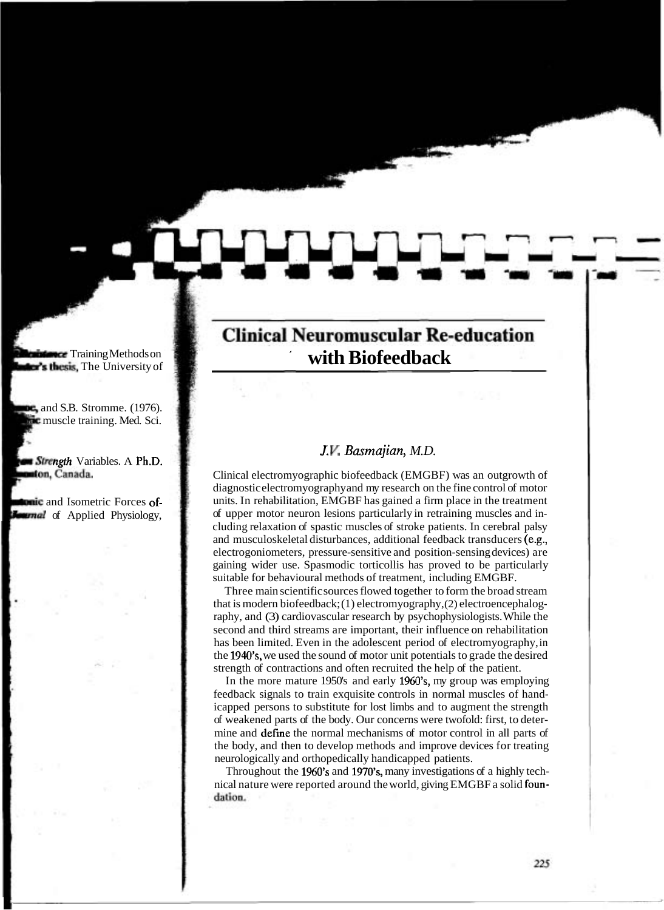# Clinical Neuromuscular Re-education with Biofeedback

*J.V. Basmajian, M.D.*

Clinical electromyographic biofeedback (EMGBF) was an outgrowth of diagnostic electromyography and my research on the fine control of motor units. In rehabilitation, EMGBF has gained a firm place in the treatment of upper motor neuron lesions particularly in retraining muscles and including relaxation of spastic muscles of stroke patients. In cerebral palsy and musculoskeletal disturbances, additional feedback transducers (e.g., electrogoniometers, pressure-sensitive and position-sensing devices) are gaining wider use. Spasmodic torticollis has proved to be particularly suitable for behavioural methods of treatment, including EMGBF.

Three main scientific sources flowed together to form the broad stream that is modern biofeedback; (1) electromyography, (2) electroencephalography, and (3) cardiovascular research by psychophysiologists. While the second and third streams are important, their influence on rehabilitation has been limited. Even in the adolescent period of electromyography, in the 1940's, we used the sound of motor unit potentials to grade the desired strength of contractions and often recruited the help of the patient.

In the more mature 1950's and early 1960's, my group was employing feedback signals to train exquisite controls in normal muscles of handicapped persons to substitute for lost limbs and to augment the strength of weakened parts of the body. Our concerns were twofold: first, to determine and define the normal mechanisms of motor control in all parts of the body, and then to develop methods and improve devices for treating neurologically and orthopedically handicapped patients.

Throughout the 1960's and 1970's, many investigations of a highly technical nature were reported around the world, giving EMGBF a solid foundation.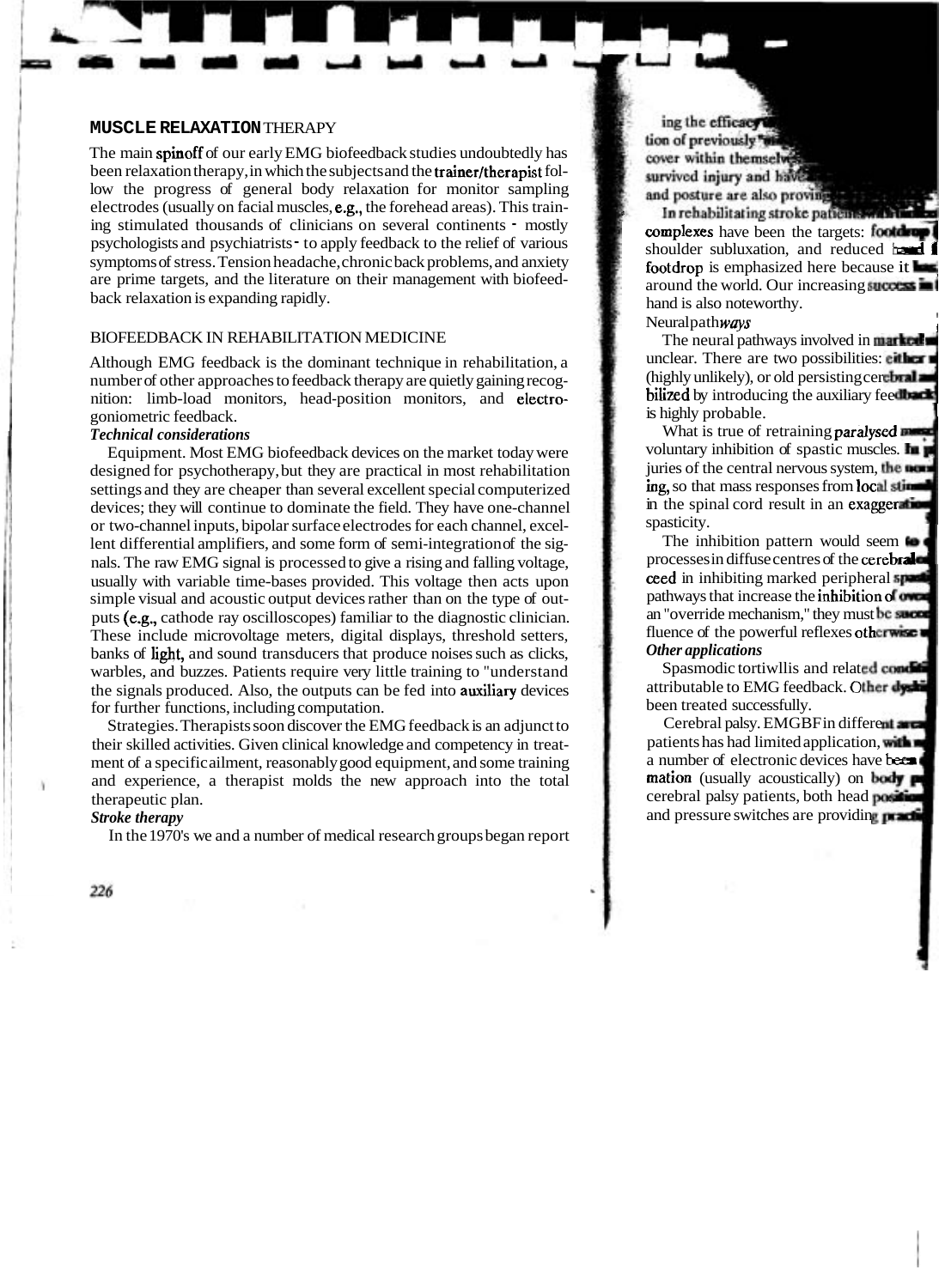## MUSCLE RELAXATION THERAPY

The main spinoff of our early EMG biofeedback studies undoubtedly has been relaxation therapy, in which the subjects and the trainer/therapist follow the progress of general body relaxation for monitor sampling electrodes (usually on facial muscles, e.g., the forehead areas). This training stimulated thousands of clinicians on several continents - mostly psychologists and psychiatrists - to apply feedback to the relief of various symptoms of stress. Tension headache, chronic back problems, and anxiety are prime targets, and the literature on their management with biofeedback relaxation is expanding rapidly.

## BIOFEEDBACK IN REHABILITATION MEDICINE

Although EMG feedback is the dominant technique in rehabilitation, a number of other approaches to feedback therapy are quietly gaining recognition: limb-load monitors, head-position monitors, and electrogoniometric feedback.

***Technical considerations***

Equipment. Most EMG biofeedback devices on the market today were designed for psychotherapy, but they are practical in most rehabilitation settings and they are cheaper than several excellent special computerized devices; they will continue to dominate the field. They have one-channel or two-channel inputs, bipolar surface electrodes for each channel, excellent differential amplifiers, and some form of semi-integration of the signals. The raw EMG signal is processed to give a rising and falling voltage, usually with variable time-bases provided. This voltage then acts upon simple visual and acoustic output devices rather than on the type of outputs (e.g., cathode ray oscilloscopes) familiar to the diagnostic clinician. These include microvoltage meters, digital displays, threshold setters, banks of light, and sound transducers that produce noises such as clicks, warbles, and buzzes. Patients require very little training to "understand the signals produced. Also, the outputs can be fed into auxiliary devices for further functions, including computation.

Strategies. Therapists soon discover the EMG feedback is an adjunct to their skilled activities. Given clinical knowledge and competency in treatment of a specific ailment, reasonably good equipment, and some training and experience, a therapist molds the new approach into the total therapeutic plan.

***Stroke therapy***

In the 1970's we and a number of medical research groups began report

ing the efficacy ... tion of previously ... cover within themselves ... survived injury and have ... and posture are also proving ...

In rehabilitating stroke patients ... complexes have been the targets: footdrop ... shoulder subluxation, and reduced hand ... footdrop is emphasized here because it ... around the world. Our increasing success in ... hand is also noteworthy.

Neural pathways

The neural pathways involved in marked ... unclear. There are two possibilities: either ... (highly unlikely), or old persisting cerebral ... bilized by introducing the auxiliary feedback ... is highly probable.

What is true of retraining paralysed muscles ... voluntary inhibition of spastic muscles. In ... juries of the central nervous system, the ... ing, so that mass responses from local stim... in the spinal cord result in an exaggeration ... spasticity.

The inhibition pattern would seem to ... processes in diffuse centres of the cerebral ... ceed in inhibiting marked peripheral spasti... pathways that increase the inhibition of ... an "override mechanism," they must be ... fluence of the powerful reflexes otherwise ...

***Other applications***

Spasmodic tortiwllis and related conditions ... attributable to EMG feedback. Other dyski... been treated successfully.

Cerebral palsy. EMGBF in different areas ... patients has had limited application, with ... a number of electronic devices have been ... mation (usually acoustically) on body ... cerebral palsy patients, both head position ... and pressure switches are providing practi...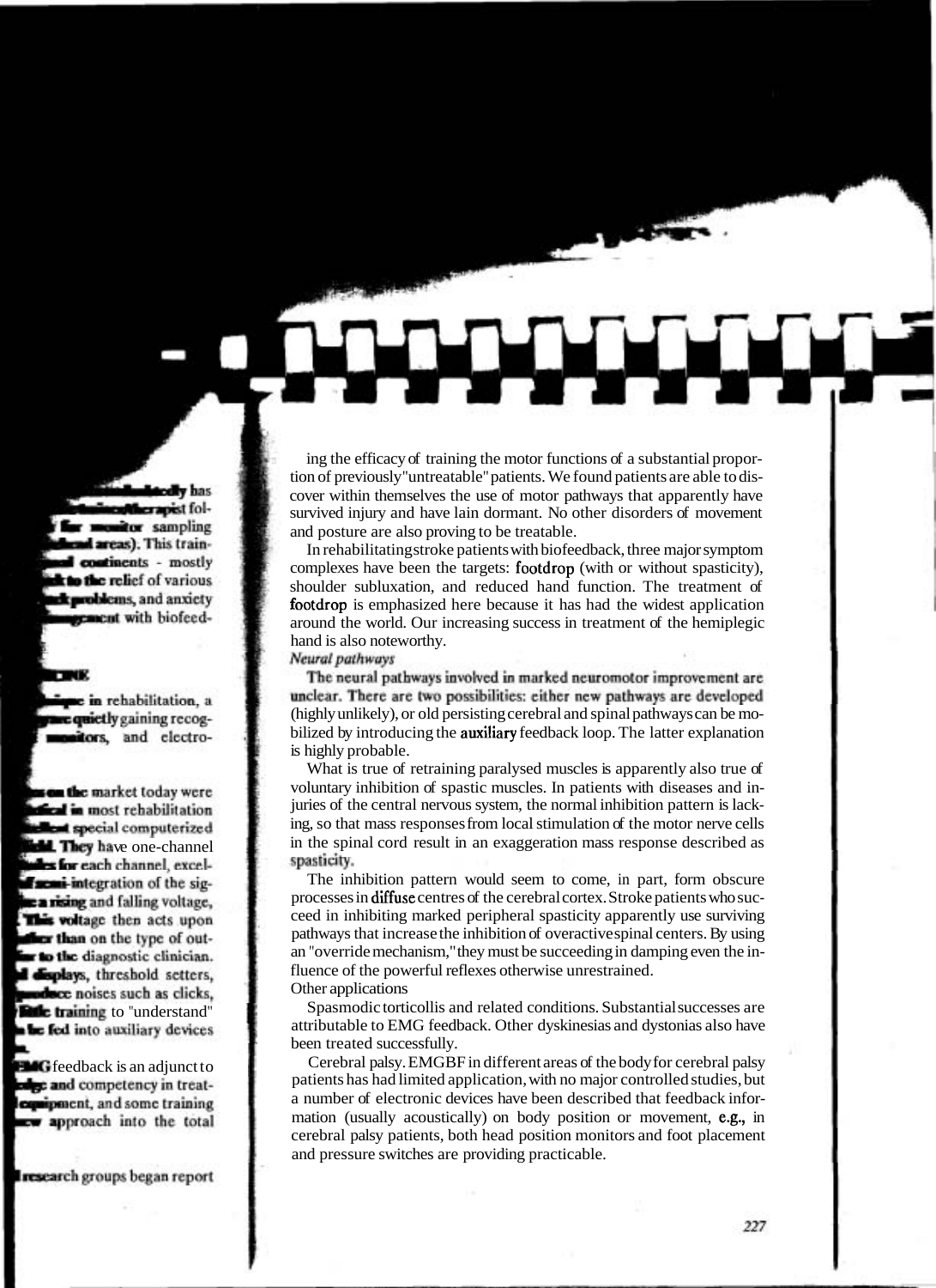ing the efficacy of training the motor functions of a substantial proportion of previously "untreatable" patients. We found patients are able to discover within themselves the use of motor pathways that apparently have survived injury and have lain dormant. No other disorders of movement and posture are also proving to be treatable.

In rehabilitating stroke patients with biofeedback, three major symptom complexes have been the targets: footdrop (with or without spasticity), shoulder subluxation, and reduced hand function. The treatment of footdrop is emphasized here because it has had the widest application around the world. Our increasing success in treatment of the hemiplegic hand is also noteworthy.

*Neural pathways*

The neural pathways involved in marked neuromotor improvement are unclear. There are two possibilities: either new pathways are developed (highly unlikely), or old persisting cerebral and spinal pathways can be mobilized by introducing the auxiliary feedback loop. The latter explanation is highly probable.

What is true of retraining paralysed muscles is apparently also true of voluntary inhibition of spastic muscles. In patients with diseases and injuries of the central nervous system, the normal inhibition pattern is lacking, so that mass responses from local stimulation of the motor nerve cells in the spinal cord result in an exaggeration mass response described as spasticity.

The inhibition pattern would seem to come, in part, form obscure processes in diffuse centres of the cerebral cortex. Stroke patients who succeed in inhibiting marked peripheral spasticity apparently use surviving pathways that increase the inhibition of overactive spinal centers. By using an "override mechanism," they must be succeeding in damping even the influence of the powerful reflexes otherwise unrestrained.

Other applications

Spasmodic torticollis and related conditions. Substantial successes are attributable to EMG feedback. Other dyskinesias and dystonias also have been treated successfully.

Cerebral palsy. EMGBF in different areas of the body for cerebral palsy patients has had limited application, with no major controlled studies, but a number of electronic devices have been described that feedback information (usually acoustically) on body position or movement, e.g., in cerebral palsy patients, both head position monitors and foot placement and pressure switches are providing practicable.